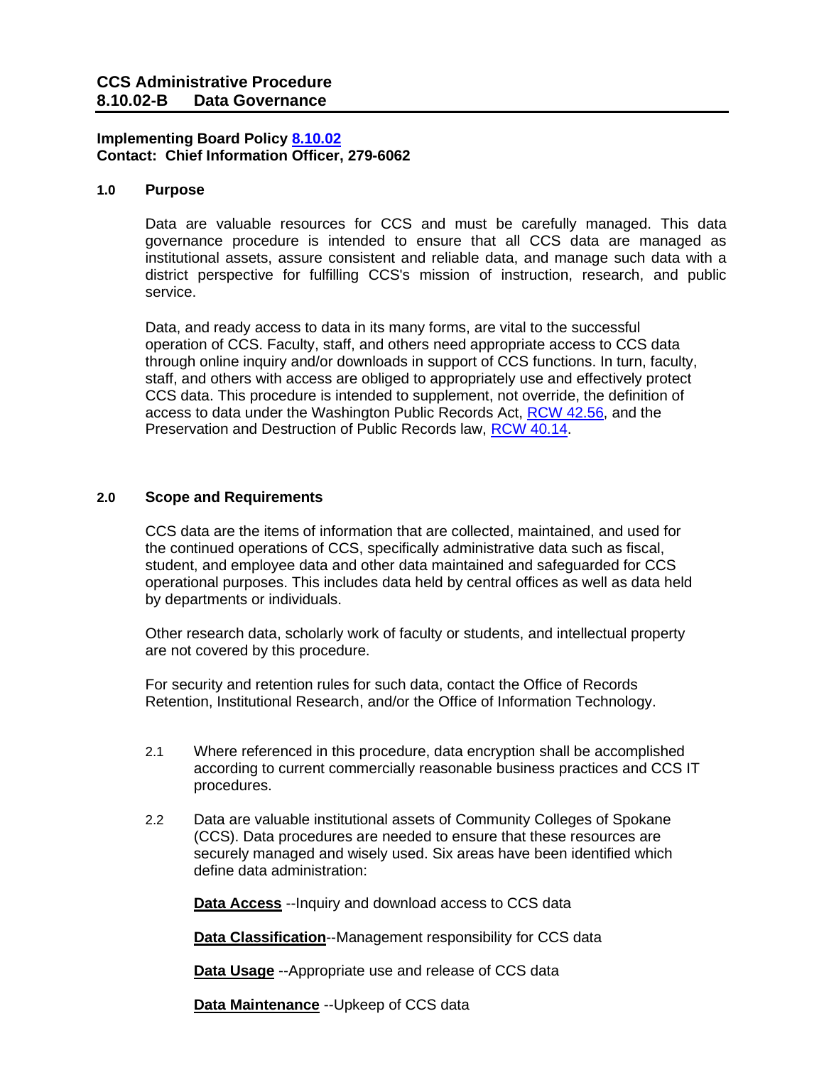# CCS Administrative Procedure
# 8.10.02-B Data Governance

**Implementing Board Policy [8.10.02](8.10.02)**
**Contact: Chief Information Officer, 279-6062**

## 1.0 Purpose

Data are valuable resources for CCS and must be carefully managed. This data governance procedure is intended to ensure that all CCS data are managed as institutional assets, assure consistent and reliable data, and manage such data with a district perspective for fulfilling CCS's mission of instruction, research, and public service.

Data, and ready access to data in its many forms, are vital to the successful operation of CCS. Faculty, staff, and others need appropriate access to CCS data through online inquiry and/or downloads in support of CCS functions. In turn, faculty, staff, and others with access are obliged to appropriately use and effectively protect CCS data. This procedure is intended to supplement, not override, the definition of access to data under the Washington Public Records Act, RCW 42.56, and the Preservation and Destruction of Public Records law, RCW 40.14.

## 2.0 Scope and Requirements

CCS data are the items of information that are collected, maintained, and used for the continued operations of CCS, specifically administrative data such as fiscal, student, and employee data and other data maintained and safeguarded for CCS operational purposes. This includes data held by central offices as well as data held by departments or individuals.

Other research data, scholarly work of faculty or students, and intellectual property are not covered by this procedure.

For security and retention rules for such data, contact the Office of Records Retention, Institutional Research, and/or the Office of Information Technology.

2.1 Where referenced in this procedure, data encryption shall be accomplished according to current commercially reasonable business practices and CCS IT procedures.

2.2 Data are valuable institutional assets of Community Colleges of Spokane (CCS). Data procedures are needed to ensure that these resources are securely managed and wisely used. Six areas have been identified which define data administration:

**Data Access** --Inquiry and download access to CCS data

**Data Classification**--Management responsibility for CCS data

**Data Usage** --Appropriate use and release of CCS data

**Data Maintenance** --Upkeep of CCS data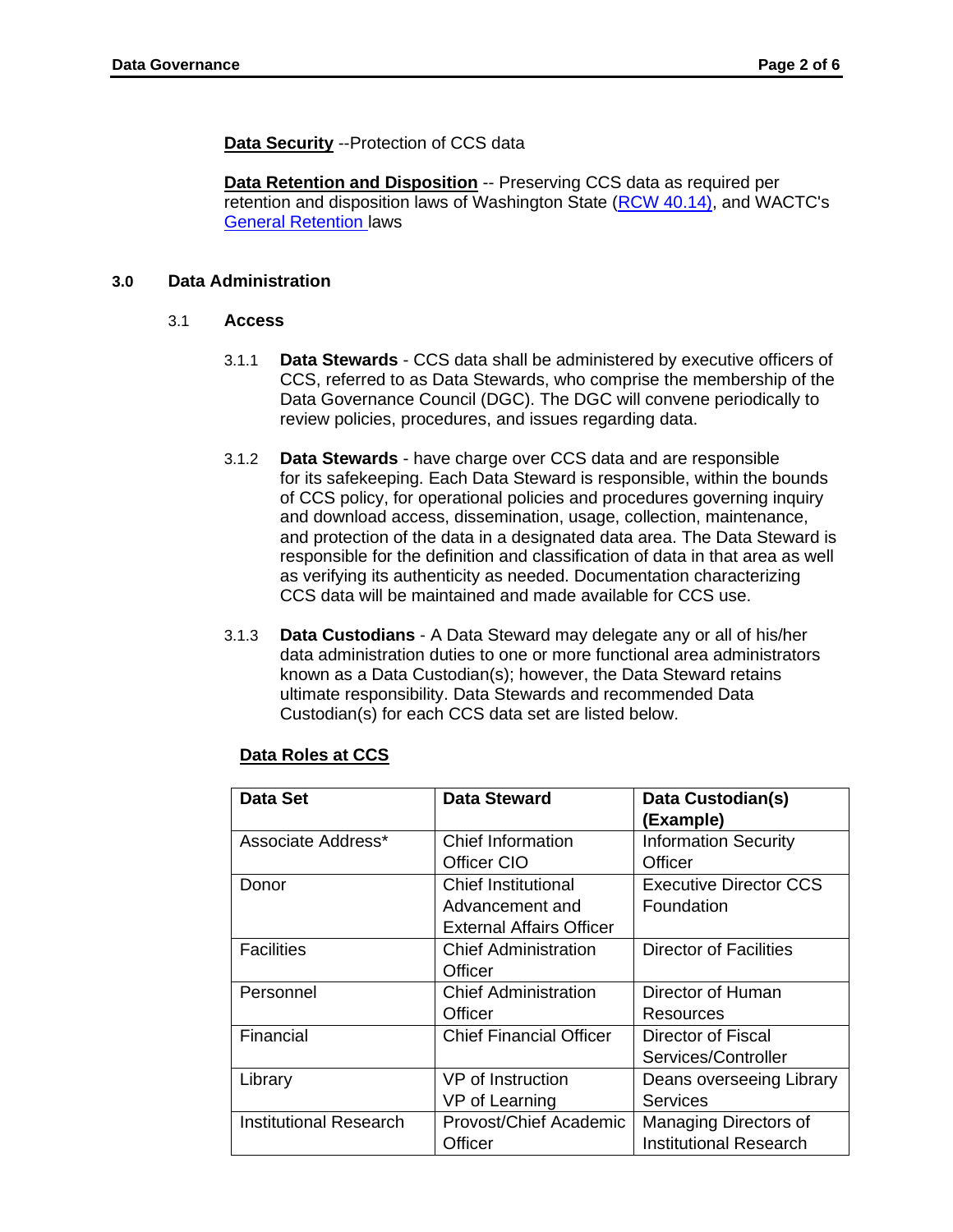**Data Security** --Protection of CCS data

**Data Retention and Disposition** -- Preserving CCS data as required per retention and disposition laws of Washington State (RCW 40.14), and WACTC's General Retention laws

## 3.0 Data Administration

### 3.1 Access

3.1.1 **Data Stewards** - CCS data shall be administered by executive officers of CCS, referred to as Data Stewards, who comprise the membership of the Data Governance Council (DGC). The DGC will convene periodically to review policies, procedures, and issues regarding data.

3.1.2 **Data Stewards** - have charge over CCS data and are responsible for its safekeeping. Each Data Steward is responsible, within the bounds of CCS policy, for operational policies and procedures governing inquiry and download access, dissemination, usage, collection, maintenance, and protection of the data in a designated data area. The Data Steward is responsible for the definition and classification of data in that area as well as verifying its authenticity as needed. Documentation characterizing CCS data will be maintained and made available for CCS use.

3.1.3 **Data Custodians** - A Data Steward may delegate any or all of his/her data administration duties to one or more functional area administrators known as a Data Custodian(s); however, the Data Steward retains ultimate responsibility. Data Stewards and recommended Data Custodian(s) for each CCS data set are listed below.

**Data Roles at CCS**

| Data Set | Data Steward | Data Custodian(s) (Example) |
|---|---|---|
| Associate Address* | Chief Information Officer CIO | Information Security Officer |
| Donor | Chief Institutional Advancement and External Affairs Officer | Executive Director CCS Foundation |
| Facilities | Chief Administration Officer | Director of Facilities |
| Personnel | Chief Administration Officer | Director of Human Resources |
| Financial | Chief Financial Officer | Director of Fiscal Services/Controller |
| Library | VP of Instruction<br>VP of Learning | Deans overseeing Library Services |
| Institutional Research | Provost/Chief Academic Officer | Managing Directors of Institutional Research |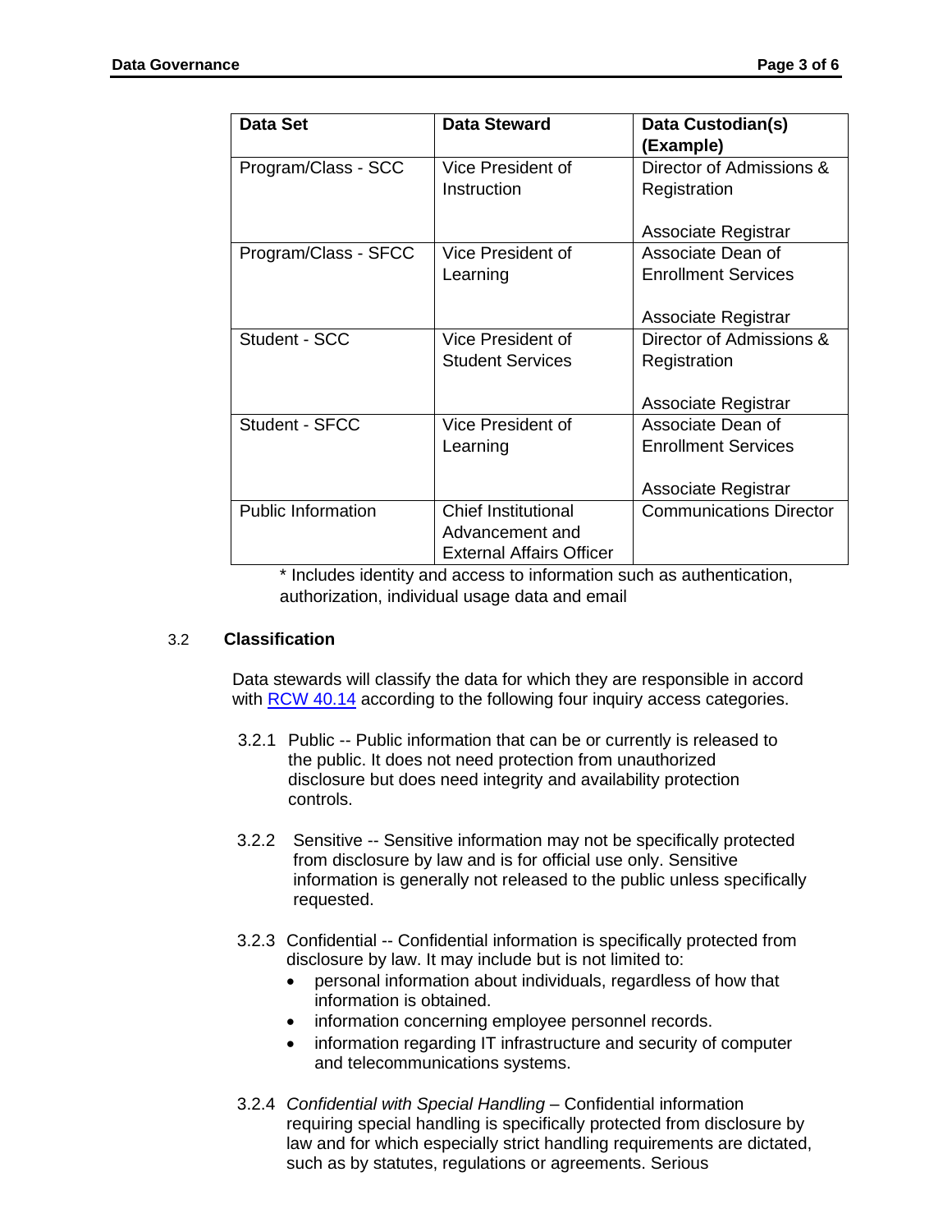| Data Set | Data Steward | Data Custodian(s) (Example) |
|---|---|---|
| Program/Class - SCC | Vice President of Instruction | Director of Admissions & Registration<br><br>Associate Registrar |
| Program/Class - SFCC | Vice President of Learning | Associate Dean of Enrollment Services<br><br>Associate Registrar |
| Student - SCC | Vice President of Student Services | Director of Admissions & Registration<br><br>Associate Registrar |
| Student - SFCC | Vice President of Learning | Associate Dean of Enrollment Services<br><br>Associate Registrar |
| Public Information | Chief Institutional Advancement and External Affairs Officer | Communications Director |

* Includes identity and access to information such as authentication, authorization, individual usage data and email

### 3.2 Classification

Data stewards will classify the data for which they are responsible in accord with [RCW 40.14](RCW 40.14) according to the following four inquiry access categories.

3.2.1 Public -- Public information that can be or currently is released to the public. It does not need protection from unauthorized disclosure but does need integrity and availability protection controls.

3.2.2 Sensitive -- Sensitive information may not be specifically protected from disclosure by law and is for official use only. Sensitive information is generally not released to the public unless specifically requested.

3.2.3 Confidential -- Confidential information is specifically protected from disclosure by law. It may include but is not limited to:

- personal information about individuals, regardless of how that information is obtained.
- information concerning employee personnel records.
- information regarding IT infrastructure and security of computer and telecommunications systems.

3.2.4 *Confidential with Special Handling* – Confidential information requiring special handling is specifically protected from disclosure by law and for which especially strict handling requirements are dictated, such as by statutes, regulations or agreements. Serious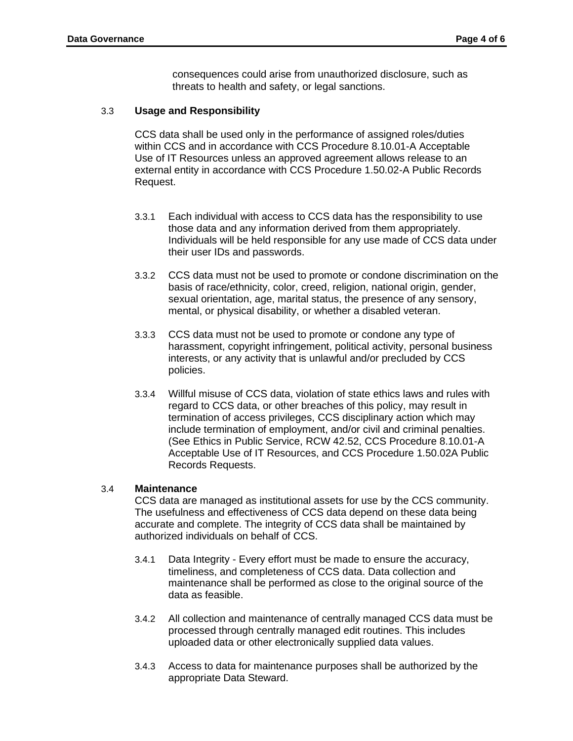consequences could arise from unauthorized disclosure, such as threats to health and safety, or legal sanctions.

### 3.3 Usage and Responsibility

CCS data shall be used only in the performance of assigned roles/duties within CCS and in accordance with CCS Procedure 8.10.01-A Acceptable Use of IT Resources unless an approved agreement allows release to an external entity in accordance with CCS Procedure 1.50.02-A Public Records Request.

3.3.1 Each individual with access to CCS data has the responsibility to use those data and any information derived from them appropriately. Individuals will be held responsible for any use made of CCS data under their user IDs and passwords.

3.3.2 CCS data must not be used to promote or condone discrimination on the basis of race/ethnicity, color, creed, religion, national origin, gender, sexual orientation, age, marital status, the presence of any sensory, mental, or physical disability, or whether a disabled veteran.

3.3.3 CCS data must not be used to promote or condone any type of harassment, copyright infringement, political activity, personal business interests, or any activity that is unlawful and/or precluded by CCS policies.

3.3.4 Willful misuse of CCS data, violation of state ethics laws and rules with regard to CCS data, or other breaches of this policy, may result in termination of access privileges, CCS disciplinary action which may include termination of employment, and/or civil and criminal penalties. (See Ethics in Public Service, RCW 42.52, CCS Procedure 8.10.01-A Acceptable Use of IT Resources, and CCS Procedure 1.50.02A Public Records Requests.

### 3.4 Maintenance

CCS data are managed as institutional assets for use by the CCS community. The usefulness and effectiveness of CCS data depend on these data being accurate and complete. The integrity of CCS data shall be maintained by authorized individuals on behalf of CCS.

3.4.1 Data Integrity - Every effort must be made to ensure the accuracy, timeliness, and completeness of CCS data. Data collection and maintenance shall be performed as close to the original source of the data as feasible.

3.4.2 All collection and maintenance of centrally managed CCS data must be processed through centrally managed edit routines. This includes uploaded data or other electronically supplied data values.

3.4.3 Access to data for maintenance purposes shall be authorized by the appropriate Data Steward.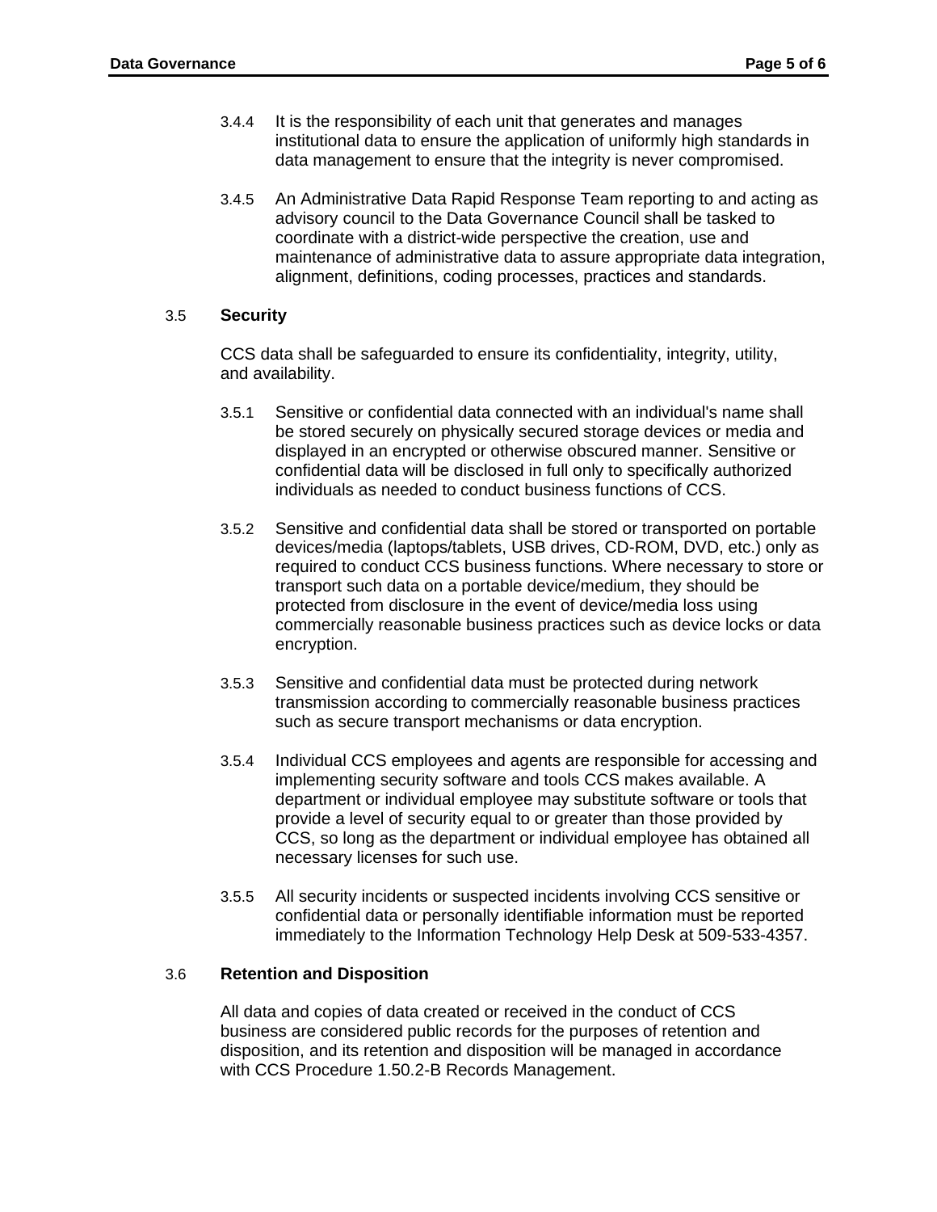3.4.4 It is the responsibility of each unit that generates and manages institutional data to ensure the application of uniformly high standards in data management to ensure that the integrity is never compromised.

3.4.5 An Administrative Data Rapid Response Team reporting to and acting as advisory council to the Data Governance Council shall be tasked to coordinate with a district-wide perspective the creation, use and maintenance of administrative data to assure appropriate data integration, alignment, definitions, coding processes, practices and standards.

### 3.5 **Security**

CCS data shall be safeguarded to ensure its confidentiality, integrity, utility, and availability.

3.5.1 Sensitive or confidential data connected with an individual's name shall be stored securely on physically secured storage devices or media and displayed in an encrypted or otherwise obscured manner. Sensitive or confidential data will be disclosed in full only to specifically authorized individuals as needed to conduct business functions of CCS.

3.5.2 Sensitive and confidential data shall be stored or transported on portable devices/media (laptops/tablets, USB drives, CD-ROM, DVD, etc.) only as required to conduct CCS business functions. Where necessary to store or transport such data on a portable device/medium, they should be protected from disclosure in the event of device/media loss using commercially reasonable business practices such as device locks or data encryption.

3.5.3 Sensitive and confidential data must be protected during network transmission according to commercially reasonable business practices such as secure transport mechanisms or data encryption.

3.5.4 Individual CCS employees and agents are responsible for accessing and implementing security software and tools CCS makes available. A department or individual employee may substitute software or tools that provide a level of security equal to or greater than those provided by CCS, so long as the department or individual employee has obtained all necessary licenses for such use.

3.5.5 All security incidents or suspected incidents involving CCS sensitive or confidential data or personally identifiable information must be reported immediately to the Information Technology Help Desk at 509-533-4357.

### 3.6 **Retention and Disposition**

All data and copies of data created or received in the conduct of CCS business are considered public records for the purposes of retention and disposition, and its retention and disposition will be managed in accordance with CCS Procedure 1.50.2-B Records Management.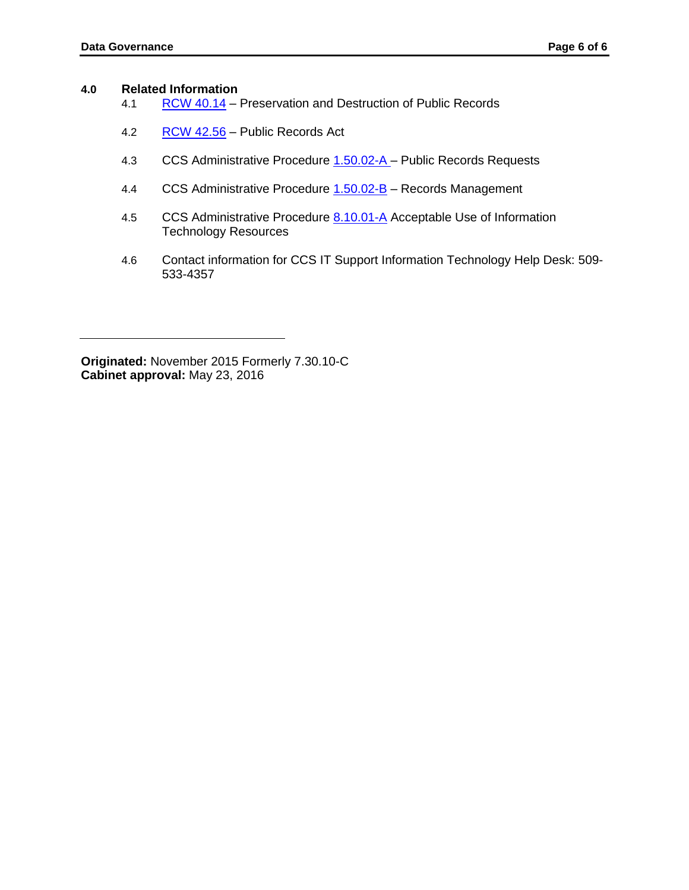## 4.0 Related Information

4.1 RCW 40.14 – Preservation and Destruction of Public Records

4.2 RCW 42.56 – Public Records Act

4.3 CCS Administrative Procedure 1.50.02-A – Public Records Requests

4.4 CCS Administrative Procedure 1.50.02-B – Records Management

4.5 CCS Administrative Procedure 8.10.01-A Acceptable Use of Information Technology Resources

4.6 Contact information for CCS IT Support Information Technology Help Desk: 509-533-4357

---

**Originated:** November 2015 Formerly 7.30.10-C
**Cabinet approval:** May 23, 2016